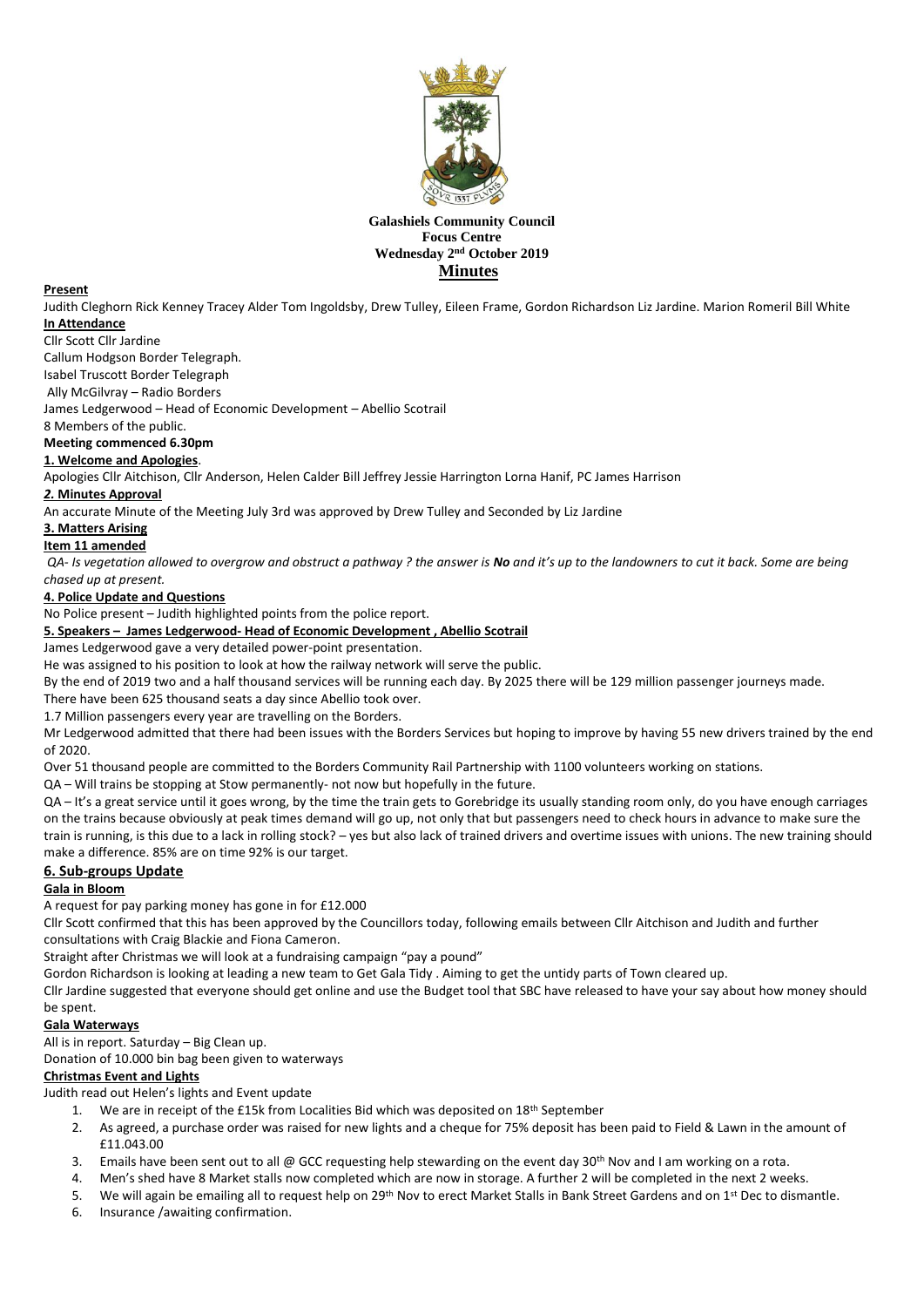**Galashiels Community Council**
**Focus Centre**
**Wednesday 2nd October 2019**
**Minutes**

**Present**

Judith Cleghorn Rick Kenney Tracey Alder Tom Ingoldsby, Drew Tulley, Eileen Frame, Gordon Richardson Liz Jardine. Marion Romeril Bill White

**In Attendance**

Cllr Scott Cllr Jardine

Callum Hodgson Border Telegraph.

Isabel Truscott Border Telegraph

Ally McGilvray – Radio Borders

James Ledgerwood – Head of Economic Development – Abellio Scotrail

8 Members of the public.

**Meeting commenced 6.30pm**

**1. Welcome and Apologies**.

Apologies Cllr Aitchison, Cllr Anderson, Helen Calder Bill Jeffrey Jessie Harrington Lorna Hanif, PC James Harrison

***2.* Minutes Approval**

An accurate Minute of the Meeting July 3rd was approved by Drew Tulley and Seconded by Liz Jardine

**3. Matters Arising**

**Item 11 amended**

*QA- Is vegetation allowed to overgrow and obstruct a pathway ? the answer is **No** and it's up to the landowners to cut it back. Some are being chased up at present.*

**4. Police Update and Questions**

No Police present – Judith highlighted points from the police report.

**5. Speakers – James Ledgerwood- Head of Economic Development , Abellio Scotrail**

James Ledgerwood gave a very detailed power-point presentation.

He was assigned to his position to look at how the railway network will serve the public.

By the end of 2019 two and a half thousand services will be running each day. By 2025 there will be 129 million passenger journeys made.

There have been 625 thousand seats a day since Abellio took over.

1.7 Million passengers every year are travelling on the Borders.

Mr Ledgerwood admitted that there had been issues with the Borders Services but hoping to improve by having 55 new drivers trained by the end of 2020.

Over 51 thousand people are committed to the Borders Community Rail Partnership with 1100 volunteers working on stations.

QA – Will trains be stopping at Stow permanently- not now but hopefully in the future.

QA – It's a great service until it goes wrong, by the time the train gets to Gorebridge its usually standing room only, do you have enough carriages on the trains because obviously at peak times demand will go up, not only that but passengers need to check hours in advance to make sure the train is running, is this due to a lack in rolling stock? – yes but also lack of trained drivers and overtime issues with unions. The new training should make a difference. 85% are on time 92% is our target.

## 6. Sub-groups Update

**Gala in Bloom**

A request for pay parking money has gone in for £12.000

Cllr Scott confirmed that this has been approved by the Councillors today, following emails between Cllr Aitchison and Judith and further consultations with Craig Blackie and Fiona Cameron.

Straight after Christmas we will look at a fundraising campaign "pay a pound"

Gordon Richardson is looking at leading a new team to Get Gala Tidy . Aiming to get the untidy parts of Town cleared up.

Cllr Jardine suggested that everyone should get online and use the Budget tool that SBC have released to have your say about how money should be spent.

**Gala Waterways**

All is in report. Saturday – Big Clean up.

Donation of 10.000 bin bag been given to waterways

**Christmas Event and Lights**

Judith read out Helen's lights and Event update

1. We are in receipt of the £15k from Localities Bid which was deposited on 18th September
2. As agreed, a purchase order was raised for new lights and a cheque for 75% deposit has been paid to Field & Lawn in the amount of £11.043.00
3. Emails have been sent out to all @ GCC requesting help stewarding on the event day 30th Nov and I am working on a rota.
4. Men's shed have 8 Market stalls now completed which are now in storage. A further 2 will be completed in the next 2 weeks.
5. We will again be emailing all to request help on 29th Nov to erect Market Stalls in Bank Street Gardens and on 1st Dec to dismantle.
6. Insurance /awaiting confirmation.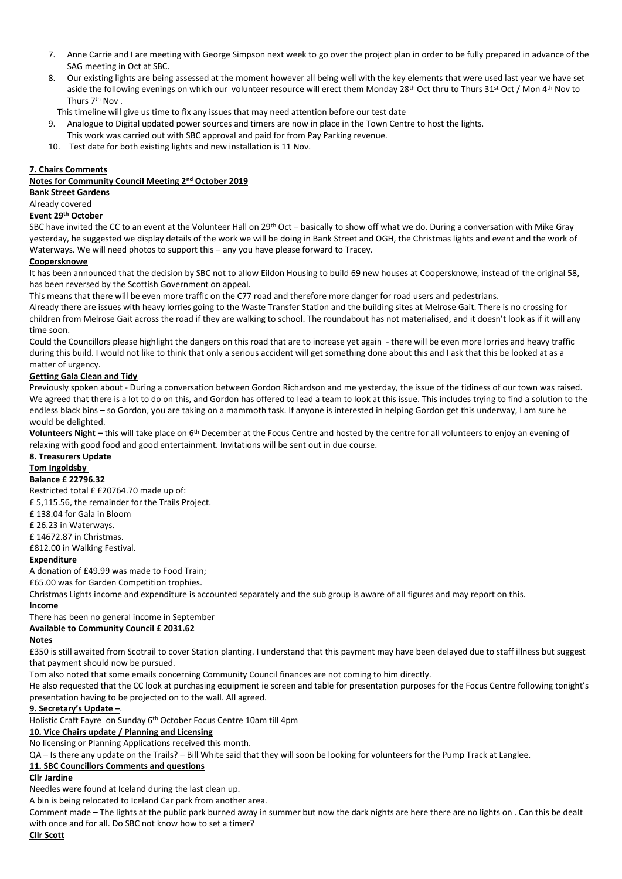7. Anne Carrie and I are meeting with George Simpson next week to go over the project plan in order to be fully prepared in advance of the SAG meeting in Oct at SBC.
8. Our existing lights are being assessed at the moment however all being well with the key elements that were used last year we have set aside the following evenings on which our volunteer resource will erect them Monday 28th Oct thru to Thurs 31st Oct / Mon 4th Nov to Thurs 7th Nov .

   This timeline will give us time to fix any issues that may need attention before our test date
9. Analogue to Digital updated power sources and timers are now in place in the Town Centre to host the lights.
   This work was carried out with SBC approval and paid for from Pay Parking revenue.
10. Test date for both existing lights and new installation is 11 Nov.

**7. Chairs Comments**

**Notes for Community Council Meeting 2nd October 2019**

**Bank Street Gardens**

Already covered

**Event 29th October**

SBC have invited the CC to an event at the Volunteer Hall on 29th Oct – basically to show off what we do. During a conversation with Mike Gray yesterday, he suggested we display details of the work we will be doing in Bank Street and OGH, the Christmas lights and event and the work of Waterways. We will need photos to support this – any you have please forward to Tracey.

**Coopersknowe**

It has been announced that the decision by SBC not to allow Eildon Housing to build 69 new houses at Coopersknowe, instead of the original 58, has been reversed by the Scottish Government on appeal.

This means that there will be even more traffic on the C77 road and therefore more danger for road users and pedestrians.

Already there are issues with heavy lorries going to the Waste Transfer Station and the building sites at Melrose Gait. There is no crossing for children from Melrose Gait across the road if they are walking to school. The roundabout has not materialised, and it doesn't look as if it will any time soon.

Could the Councillors please highlight the dangers on this road that are to increase yet again - there will be even more lorries and heavy traffic during this build. I would not like to think that only a serious accident will get something done about this and I ask that this be looked at as a matter of urgency.

**Getting Gala Clean and Tidy**

Previously spoken about - During a conversation between Gordon Richardson and me yesterday, the issue of the tidiness of our town was raised. We agreed that there is a lot to do on this, and Gordon has offered to lead a team to look at this issue. This includes trying to find a solution to the endless black bins – so Gordon, you are taking on a mammoth task. If anyone is interested in helping Gordon get this underway, I am sure he would be delighted.

**Volunteers Night –** this will take place on 6th December at the Focus Centre and hosted by the centre for all volunteers to enjoy an evening of relaxing with good food and good entertainment. Invitations will be sent out in due course.

**8. Treasurers Update**

**Tom Ingoldsby**

**Balance £ 22796.32**

Restricted total £ £20764.70 made up of:

£ 5,115.56, the remainder for the Trails Project.

£ 138.04 for Gala in Bloom

£ 26.23 in Waterways.

£ 14672.87 in Christmas.

£812.00 in Walking Festival.

**Expenditure**

A donation of £49.99 was made to Food Train;

£65.00 was for Garden Competition trophies.

Christmas Lights income and expenditure is accounted separately and the sub group is aware of all figures and may report on this.

**Income**

There has been no general income in September

**Available to Community Council £ 2031.62**

**Notes**

£350 is still awaited from Scotrail to cover Station planting. I understand that this payment may have been delayed due to staff illness but suggest that payment should now be pursued.

Tom also noted that some emails concerning Community Council finances are not coming to him directly.

He also requested that the CC look at purchasing equipment ie screen and table for presentation purposes for the Focus Centre following tonight's presentation having to be projected on to the wall. All agreed.

**9. Secretary's Update –**.

Holistic Craft Fayre on Sunday 6th October Focus Centre 10am till 4pm

**10. Vice Chairs update / Planning and Licensing**

No licensing or Planning Applications received this month.

QA – Is there any update on the Trails? – Bill White said that they will soon be looking for volunteers for the Pump Track at Langlee.

**11. SBC Councillors Comments and questions**

**Cllr Jardine**

Needles were found at Iceland during the last clean up.

A bin is being relocated to Iceland Car park from another area.

Comment made – The lights at the public park burned away in summer but now the dark nights are here there are no lights on . Can this be dealt with once and for all. Do SBC not know how to set a timer?

**Cllr Scott**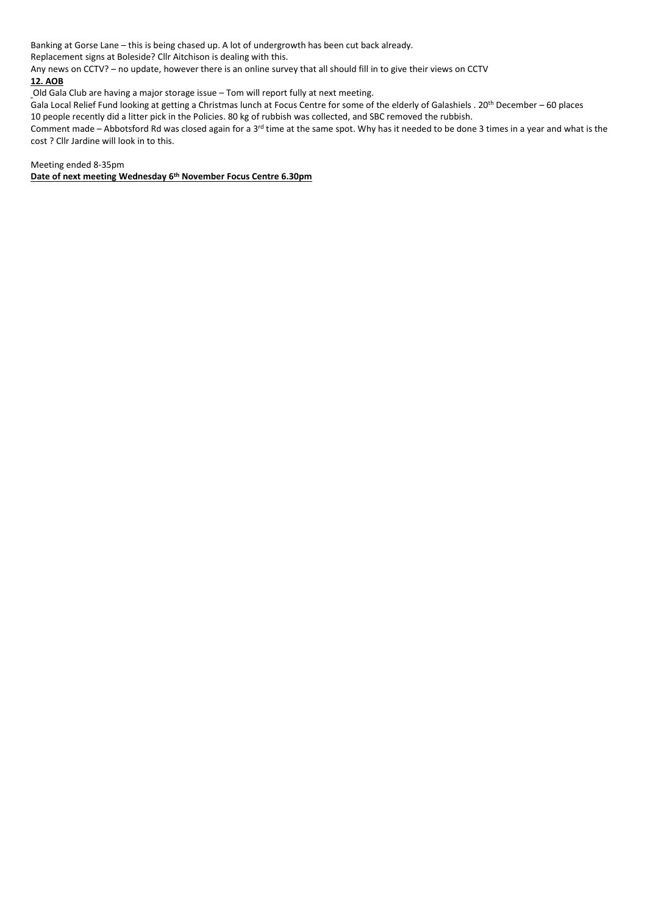Banking at Gorse Lane – this is being chased up. A lot of undergrowth has been cut back already.

Replacement signs at Boleside? Cllr Aitchison is dealing with this.

Any news on CCTV? – no update, however there is an online survey that all should fill in to give their views on CCTV

**12. AOB**

Old Gala Club are having a major storage issue – Tom will report fully at next meeting.

Gala Local Relief Fund looking at getting a Christmas lunch at Focus Centre for some of the elderly of Galashiels . 20th December – 60 places

10 people recently did a litter pick in the Policies. 80 kg of rubbish was collected, and SBC removed the rubbish.

Comment made – Abbotsford Rd was closed again for a 3rd time at the same spot. Why has it needed to be done 3 times in a year and what is the cost ? Cllr Jardine will look in to this.

Meeting ended 8-35pm

**Date of next meeting Wednesday 6th November Focus Centre 6.30pm**